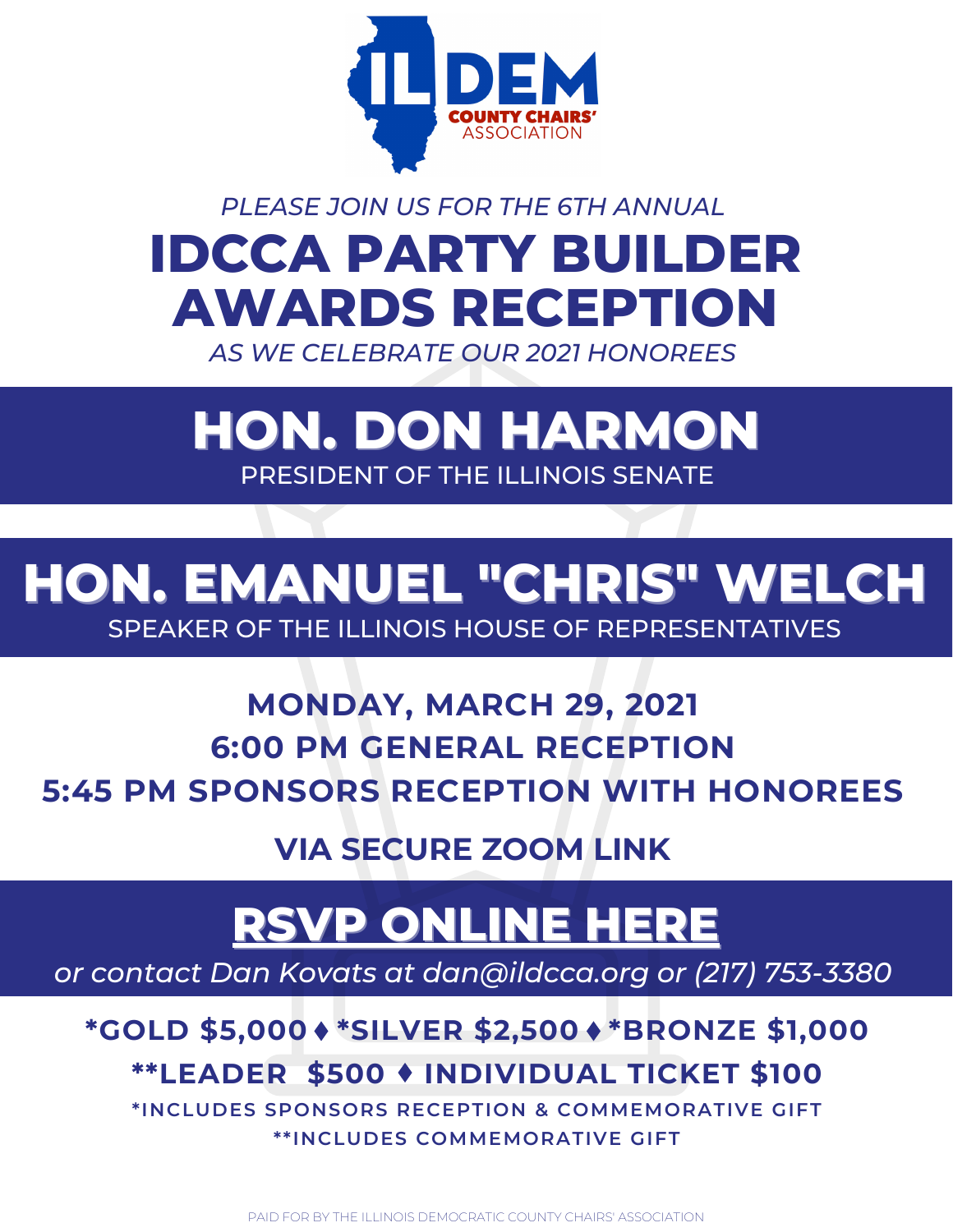IL DEM COUNTY CHAIRS' ASSOCIATION

*PLEASE JOIN US FOR THE 6TH ANNUAL*

# IDCCA PARTY BUILDER AWARDS RECEPTION

*AS WE CELEBRATE OUR 2021 HONOREES*

## HON. DON HARMON

PRESIDENT OF THE ILLINOIS SENATE

## HON. EMANUEL "CHRIS" WELCH

SPEAKER OF THE ILLINOIS HOUSE OF REPRESENTATIVES

**MONDAY, MARCH 29, 2021**

**6:00 PM GENERAL RECEPTION**

**5:45 PM SPONSORS RECEPTION WITH HONOREES**

**VIA SECURE ZOOM LINK**

## RSVP ONLINE HERE

*or contact Dan Kovats at dan@ildcca.org or (217) 753-3380*

**\*GOLD $5,000 ♦ \*SILVER $2,500 ♦ \*BRONZE $1,000**

**\*\*LEADER $500 ♦ INDIVIDUAL TICKET $100**

**\*INCLUDES SPONSORS RECEPTION & COMMEMORATIVE GIFT**

**\*\*INCLUDES COMMEMORATIVE GIFT**

PAID FOR BY THE ILLINOIS DEMOCRATIC COUNTY CHAIRS' ASSOCIATION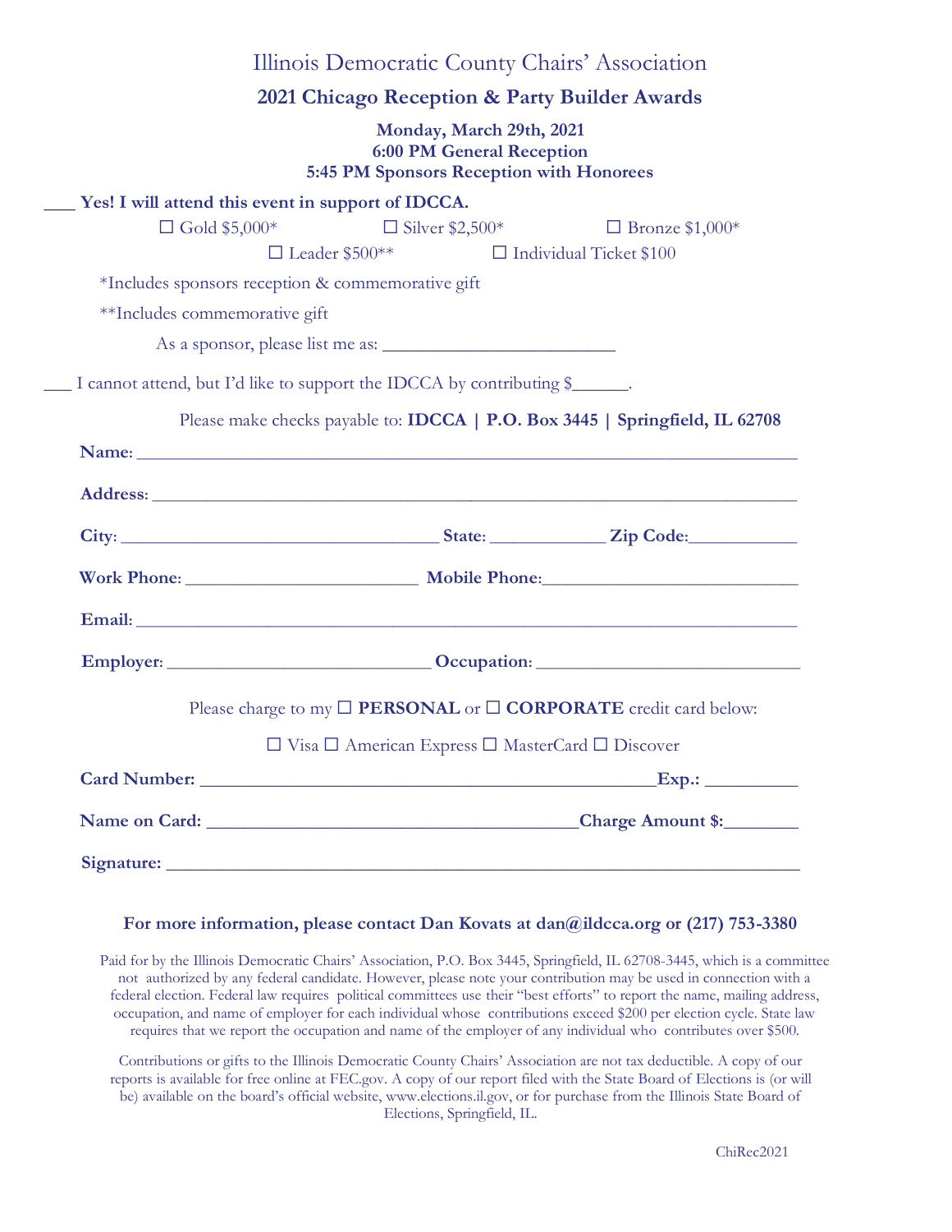# Illinois Democratic County Chairs' Association

## 2021 Chicago Reception & Party Builder Awards

**Monday, March 29th, 2021**
**6:00 PM General Reception**
**5:45 PM Sponsors Reception with Honorees**

___ **Yes! I will attend this event in support of IDCCA.**

☐ Gold $5,000* ☐ Silver $2,500* ☐ Bronze $1,000*

☐ Leader $500** ☐ Individual Ticket $100

*Includes sponsors reception & commemorative gift

**Includes commemorative gift

As a sponsor, please list me as: _________________________

___ I cannot attend, but I'd like to support the IDCCA by contributing $______.

Please make checks payable to: **IDCCA | P.O. Box 3445 | Springfield, IL 62708**

**Name**: ______________________________________________________________________

**Address**: ____________________________________________________________________

**City**: ___________________________________ **State**: ____________ **Zip Code**:____________

**Work Phone**: _________________________ **Mobile Phone**:___________________________

**Email**: ______________________________________________________________________

**Employer**: ____________________________ **Occupation**: ___________________________

Please charge to my ☐ **PERSONAL** or ☐ **CORPORATE** credit card below:

☐ Visa ☐ American Express ☐ MasterCard ☐ Discover

**Card Number:** _________________________________________________**Exp.:** __________

**Name on Card:** ________________________________________**Charge Amount $:**________

**Signature:** ___________________________________________________________________

**For more information, please contact Dan Kovats at dan@ildcca.org or (217) 753-3380**

Paid for by the Illinois Democratic Chairs' Association, P.O. Box 3445, Springfield, IL 62708-3445, which is a committee not authorized by any federal candidate. However, please note your contribution may be used in connection with a federal election. Federal law requires political committees use their "best efforts" to report the name, mailing address, occupation, and name of employer for each individual whose contributions exceed $200 per election cycle. State law requires that we report the occupation and name of the employer of any individual who contributes over $500.

Contributions or gifts to the Illinois Democratic County Chairs' Association are not tax deductible. A copy of our reports is available for free online at FEC.gov. A copy of our report filed with the State Board of Elections is (or will be) available on the board's official website, www.elections.il.gov, or for purchase from the Illinois State Board of Elections, Springfield, IL.

ChiRec2021